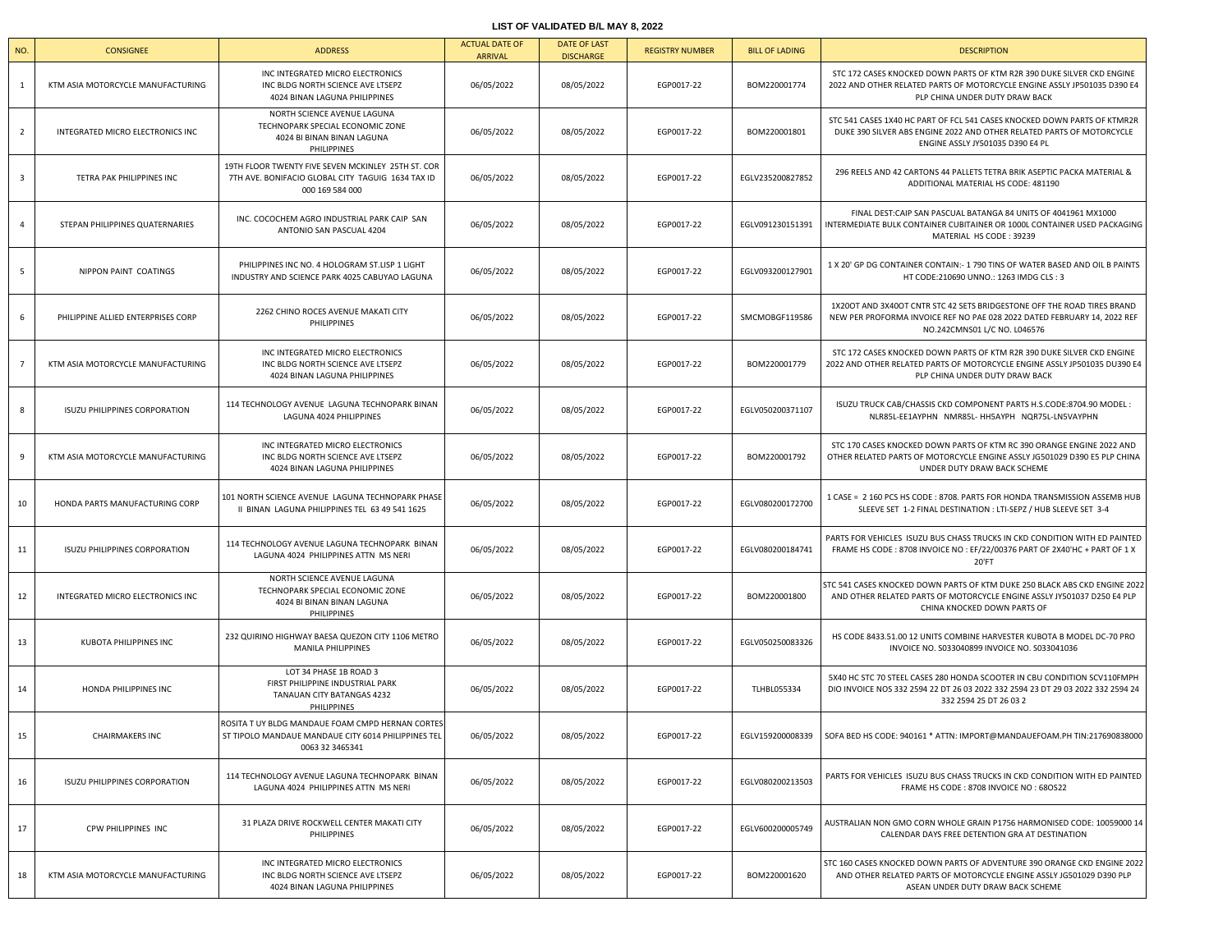# LIST OF VALIDATED B/L MAY 8, 2022

| NO. | CONSIGNEE | ADDRESS | ACTUAL DATE OF ARRIVAL | DATE OF LAST DISCHARGE | REGISTRY NUMBER | BILL OF LADING | DESCRIPTION |
|---|---|---|---|---|---|---|---|
| 1 | KTM ASIA MOTORCYCLE MANUFACTURING | INC INTEGRATED MICRO ELECTRONICS INC BLDG NORTH SCIENCE AVE LTSEPZ 4024 BINAN LAGUNA PHILIPPINES | 06/05/2022 | 08/05/2022 | EGP0017-22 | BOM220001774 | STC 172 CASES KNOCKED DOWN PARTS OF KTM R2R 390 DUKE SILVER CKD ENGINE 2022 AND OTHER RELATED PARTS OF MOTORCYCLE ENGINE ASSLY JY501035 D390 E4 PLP CHINA UNDER DUTY DRAW BACK |
| 2 | INTEGRATED MICRO ELECTRONICS INC | NORTH SCIENCE AVENUE LAGUNA TECHNOPARK SPECIAL ECONOMIC ZONE 4024 BI BINAN BINAN LAGUNA PHILIPPINES | 06/05/2022 | 08/05/2022 | EGP0017-22 | BOM220001801 | STC 541 CASES 1X40 HC PART OF FCL 541 CASES KNOCKED DOWN PARTS OF KTMR2R DUKE 390 SILVER ABS ENGINE 2022 AND OTHER RELATED PARTS OF MOTORCYCLE ENGINE ASSLY JY501035 D390 E4 PL |
| 3 | TETRA PAK PHILIPPINES INC | 19TH FLOOR TWENTY FIVE SEVEN MCKINLEY 25TH ST. COR 7TH AVE. BONIFACIO GLOBAL CITY TAGUIG 1634 TAX ID 000 169 584 000 | 06/05/2022 | 08/05/2022 | EGP0017-22 | EGLV235200827852 | 296 REELS AND 42 CARTONS 44 PALLETS TETRA BRIK ASEPTIC PACKA MATERIAL & ADDITIONAL MATERIAL HS CODE: 481190 |
| 4 | STEPAN PHILIPPINES QUATERNARIES | INC. COCOCHEM AGRO INDUSTRIAL PARK CAIP SAN ANTONIO SAN PASCUAL 4204 | 06/05/2022 | 08/05/2022 | EGP0017-22 | EGLV091230151391 | FINAL DEST:CAIP SAN PASCUAL BATANGA 84 UNITS OF 4041961 MX1000 INTERMEDIATE BULK CONTAINER CUBITAINER OR 1000L CONTAINER USED PACKAGING MATERIAL HS CODE : 39239 |
| 5 | NIPPON PAINT COATINGS | PHILIPPINES INC NO. 4 HOLOGRAM ST.LISP 1 LIGHT INDUSTRY AND SCIENCE PARK 4025 CABUYAO LAGUNA | 06/05/2022 | 08/05/2022 | EGP0017-22 | EGLV093200127901 | 1 X 20' GP DG CONTAINER CONTAIN:- 1 790 TINS OF WATER BASED AND OIL B PAINTS HT CODE:210690 UNNO.: 1263 IMDG CLS : 3 |
| 6 | PHILIPPINE ALLIED ENTERPRISES CORP | 2262 CHINO ROCES AVENUE MAKATI CITY PHILIPPINES | 06/05/2022 | 08/05/2022 | EGP0017-22 | SMCMOBGF119586 | 1X20OT AND 3X40OT CNTR STC 42 SETS BRIDGESTONE OFF THE ROAD TIRES BRAND NEW PER PROFORMA INVOICE REF NO PAE 028 2022 DATED FEBRUARY 14, 2022 REF NO.242CMNS01 L/C NO. L046576 |
| 7 | KTM ASIA MOTORCYCLE MANUFACTURING | INC INTEGRATED MICRO ELECTRONICS INC BLDG NORTH SCIENCE AVE LTSEPZ 4024 BINAN LAGUNA PHILIPPINES | 06/05/2022 | 08/05/2022 | EGP0017-22 | BOM220001779 | STC 172 CASES KNOCKED DOWN PARTS OF KTM R2R 390 DUKE SILVER CKD ENGINE 2022 AND OTHER RELATED PARTS OF MOTORCYCLE ENGINE ASSLY JY501035 DU390 E4 PLP CHINA UNDER DUTY DRAW BACK |
| 8 | ISUZU PHILIPPINES CORPORATION | 114 TECHNOLOGY AVENUE LAGUNA TECHNOPARK BINAN LAGUNA 4024 PHILIPPINES | 06/05/2022 | 08/05/2022 | EGP0017-22 | EGLV050200371107 | ISUZU TRUCK CAB/CHASSIS CKD COMPONENT PARTS H.S.CODE:8704.90 MODEL : NLR85L-EE1AYPHN NMR85L- HH5AYPH NQR75L-LN5VAYPHN |
| 9 | KTM ASIA MOTORCYCLE MANUFACTURING | INC INTEGRATED MICRO ELECTRONICS INC BLDG NORTH SCIENCE AVE LTSEPZ 4024 BINAN LAGUNA PHILIPPINES | 06/05/2022 | 08/05/2022 | EGP0017-22 | BOM220001792 | STC 170 CASES KNOCKED DOWN PARTS OF KTM RC 390 ORANGE ENGINE 2022 AND OTHER RELATED PARTS OF MOTORCYCLE ENGINE ASSLY JG501029 D390 E5 PLP CHINA UNDER DUTY DRAW BACK SCHEME |
| 10 | HONDA PARTS MANUFACTURING CORP | 101 NORTH SCIENCE AVENUE LAGUNA TECHNOPARK PHASE II BINAN LAGUNA PHILIPPINES TEL 63 49 541 1625 | 06/05/2022 | 08/05/2022 | EGP0017-22 | EGLV080200172700 | 1 CASE = 2 160 PCS HS CODE : 8708. PARTS FOR HONDA TRANSMISSION ASSEMB HUB SLEEVE SET 1-2 FINAL DESTINATION : LTI-SEPZ / HUB SLEEVE SET 3-4 |
| 11 | ISUZU PHILIPPINES CORPORATION | 114 TECHNOLOGY AVENUE LAGUNA TECHNOPARK BINAN LAGUNA 4024 PHILIPPINES ATTN MS NERI | 06/05/2022 | 08/05/2022 | EGP0017-22 | EGLV080200184741 | PARTS FOR VEHICLES ISUZU BUS CHASS TRUCKS IN CKD CONDITION WITH ED PAINTED FRAME HS CODE : 8708 INVOICE NO : EF/22/00376 PART OF 2X40'HC + PART OF 1 X 20'FT |
| 12 | INTEGRATED MICRO ELECTRONICS INC | NORTH SCIENCE AVENUE LAGUNA TECHNOPARK SPECIAL ECONOMIC ZONE 4024 BI BINAN BINAN LAGUNA PHILIPPINES | 06/05/2022 | 08/05/2022 | EGP0017-22 | BOM220001800 | STC 541 CASES KNOCKED DOWN PARTS OF KTM DUKE 250 BLACK ABS CKD ENGINE 2022 AND OTHER RELATED PARTS OF MOTORCYCLE ENGINE ASSLY JY501037 D250 E4 PLP CHINA KNOCKED DOWN PARTS OF |
| 13 | KUBOTA PHILIPPINES INC | 232 QUIRINO HIGHWAY BAESA QUEZON CITY 1106 METRO MANILA PHILIPPINES | 06/05/2022 | 08/05/2022 | EGP0017-22 | EGLV050250083326 | HS CODE 8433.51.00 12 UNITS COMBINE HARVESTER KUBOTA B MODEL DC-70 PRO INVOICE NO. S033040899 INVOICE NO. S033041036 |
| 14 | HONDA PHILIPPINES INC | LOT 34 PHASE 1B ROAD 3 FIRST PHILIPPINE INDUSTRIAL PARK TANAUAN CITY BATANGAS 4232 PHILIPPINES | 06/05/2022 | 08/05/2022 | EGP0017-22 | TLHBL055334 | 5X40 HC STC 70 STEEL CASES 280 HONDA SCOOTER IN CBU CONDITION SCV110FMPH DIO INVOICE NOS 332 2594 22 DT 26 03 2022 332 2594 23 DT 29 03 2022 332 2594 24 332 2594 25 DT 26 03 2 |
| 15 | CHAIRMAKERS INC | ROSITA T UY BLDG MANDAUE FOAM CMPD HERNAN CORTES ST TIPOLO MANDAUE MANDAUE CITY 6014 PHILIPPINES TEL 0063 32 3465341 | 06/05/2022 | 08/05/2022 | EGP0017-22 | EGLV159200008339 | SOFA BED HS CODE: 940161 * ATTN: IMPORT@MANDAUEFOAM.PH TIN:217690838000 |
| 16 | ISUZU PHILIPPINES CORPORATION | 114 TECHNOLOGY AVENUE LAGUNA TECHNOPARK BINAN LAGUNA 4024 PHILIPPINES ATTN MS NERI | 06/05/2022 | 08/05/2022 | EGP0017-22 | EGLV080200213503 | PARTS FOR VEHICLES ISUZU BUS CHASS TRUCKS IN CKD CONDITION WITH ED PAINTED FRAME HS CODE : 8708 INVOICE NO : 68OS22 |
| 17 | CPW PHILIPPINES INC | 31 PLAZA DRIVE ROCKWELL CENTER MAKATI CITY PHILIPPINES | 06/05/2022 | 08/05/2022 | EGP0017-22 | EGLV600200005749 | AUSTRALIAN NON GMO CORN WHOLE GRAIN P1756 HARMONISED CODE: 10059000 14 CALENDAR DAYS FREE DETENTION GRA AT DESTINATION |
| 18 | KTM ASIA MOTORCYCLE MANUFACTURING | INC INTEGRATED MICRO ELECTRONICS INC BLDG NORTH SCIENCE AVE LTSEPZ 4024 BINAN LAGUNA PHILIPPINES | 06/05/2022 | 08/05/2022 | EGP0017-22 | BOM220001620 | STC 160 CASES KNOCKED DOWN PARTS OF ADVENTURE 390 ORANGE CKD ENGINE 2022 AND OTHER RELATED PARTS OF MOTORCYCLE ENGINE ASSLY JG501029 D390 PLP ASEAN UNDER DUTY DRAW BACK SCHEME |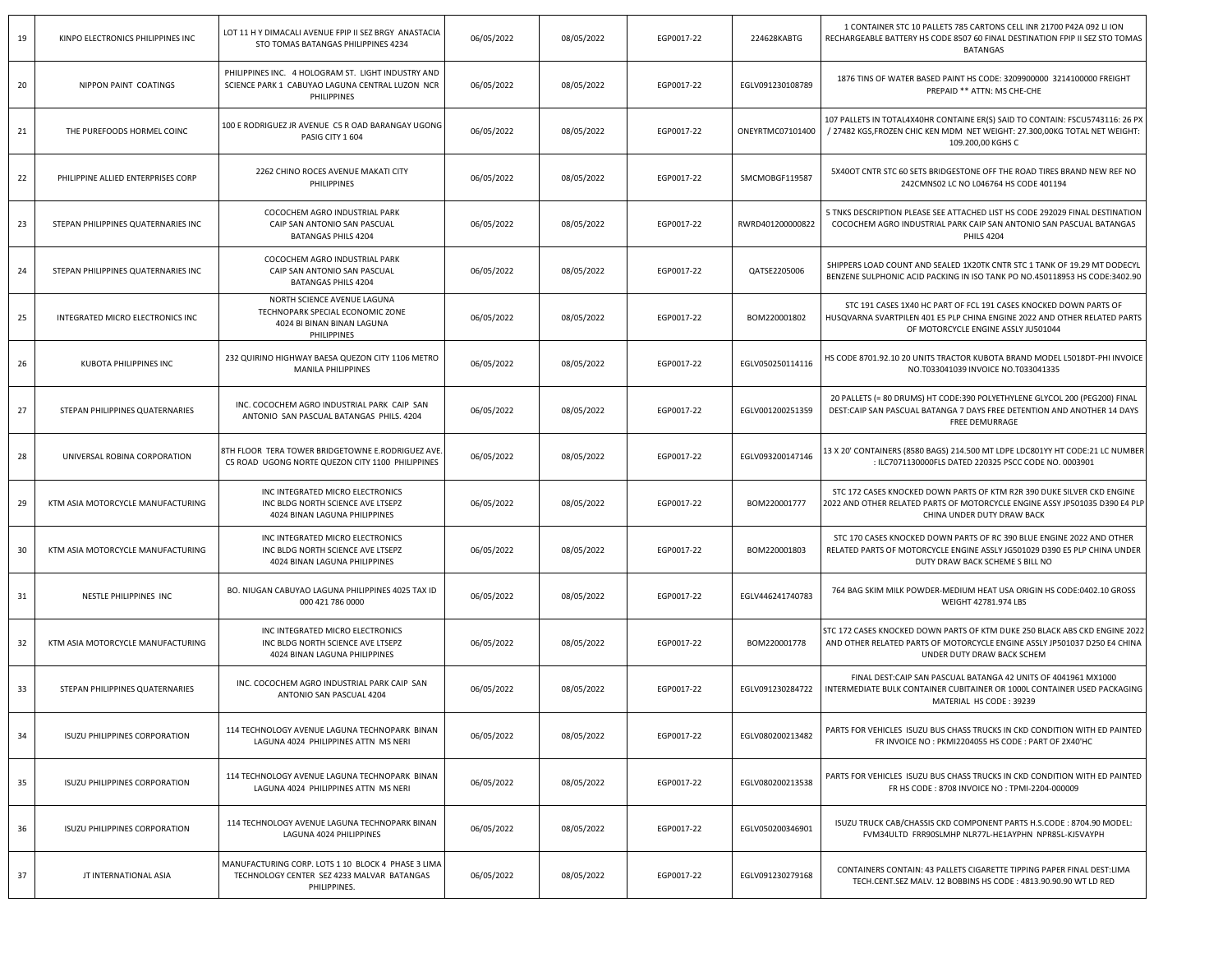| 19 | KINPO ELECTRONICS PHILIPPINES INC | LOT 11 H Y DIMACALI AVENUE FPIP II SEZ BRGY ANASTACIA STO TOMAS BATANGAS PHILIPPINES 4234 | 06/05/2022 | 08/05/2022 | EGP0017-22 | 224628KABTG | 1 CONTAINER STC 10 PALLETS 785 CARTONS CELL INR 21700 P42A 092 LI ION RECHARGEABLE BATTERY HS CODE 8507 60 FINAL DESTINATION FPIP II SEZ STO TOMAS BATANGAS |
|---|---|---|---|---|---|---|---|
| 20 | NIPPON PAINT COATINGS | PHILIPPINES INC. 4 HOLOGRAM ST. LIGHT INDUSTRY AND SCIENCE PARK 1 CABUYAO LAGUNA CENTRAL LUZON NCR PHILIPPINES | 06/05/2022 | 08/05/2022 | EGP0017-22 | EGLV091230108789 | 1876 TINS OF WATER BASED PAINT HS CODE: 3209900000 3214100000 FREIGHT PREPAID ** ATTN: MS CHE-CHE |
| 21 | THE PUREFOODS HORMEL COINC | 100 E RODRIGUEZ JR AVENUE C5 R OAD BARANGAY UGONG PASIG CITY 1 604 | 06/05/2022 | 08/05/2022 | EGP0017-22 | ONEYRTMC07101400 | 107 PALLETS IN TOTAL4X40HR CONTAINE ER(S) SAID TO CONTAIN: FSCU5743116: 26 PX / 27482 KGS,FROZEN CHIC KEN MDM NET WEIGHT: 27.300,00KG TOTAL NET WEIGHT: 109.200,00 KGHS C |
| 22 | PHILIPPINE ALLIED ENTERPRISES CORP | 2262 CHINO ROCES AVENUE MAKATI CITY PHILIPPINES | 06/05/2022 | 08/05/2022 | EGP0017-22 | SMCMOBGF119587 | 5X40OT CNTR STC 60 SETS BRIDGESTONE OFF THE ROAD TIRES BRAND NEW REF NO 242CMNS02 LC NO L046764 HS CODE 401194 |
| 23 | STEPAN PHILIPPINES QUATERNARIES INC | COCOCHEM AGRO INDUSTRIAL PARK CAIP SAN ANTONIO SAN PASCUAL BATANGAS PHILS 4204 | 06/05/2022 | 08/05/2022 | EGP0017-22 | RWRD401200000822 | 5 TNKS DESCRIPTION PLEASE SEE ATTACHED LIST HS CODE 292029 FINAL DESTINATION COCOCHEM AGRO INDUSTRIAL PARK CAIP SAN ANTONIO SAN PASCUAL BATANGAS PHILS 4204 |
| 24 | STEPAN PHILIPPINES QUATERNARIES INC | COCOCHEM AGRO INDUSTRIAL PARK CAIP SAN ANTONIO SAN PASCUAL BATANGAS PHILS 4204 | 06/05/2022 | 08/05/2022 | EGP0017-22 | QATSE2205006 | SHIPPERS LOAD COUNT AND SEALED 1X20TK CNTR STC 1 TANK OF 19.29 MT DODECYL BENZENE SULPHONIC ACID PACKING IN ISO TANK PO NO.450118953 HS CODE:3402.90 |
| 25 | INTEGRATED MICRO ELECTRONICS INC | NORTH SCIENCE AVENUE LAGUNA TECHNOPARK SPECIAL ECONOMIC ZONE 4024 BI BINAN BINAN LAGUNA PHILIPPINES | 06/05/2022 | 08/05/2022 | EGP0017-22 | BOM220001802 | STC 191 CASES 1X40 HC PART OF FCL 191 CASES KNOCKED DOWN PARTS OF HUSQVARNA SVARTPILEN 401 E5 PLP CHINA ENGINE 2022 AND OTHER RELATED PARTS OF MOTORCYCLE ENGINE ASSLY JU501044 |
| 26 | KUBOTA PHILIPPINES INC | 232 QUIRINO HIGHWAY BAESA QUEZON CITY 1106 METRO MANILA PHILIPPINES | 06/05/2022 | 08/05/2022 | EGP0017-22 | EGLV050250114116 | HS CODE 8701.92.10 20 UNITS TRACTOR KUBOTA BRAND MODEL L5018DT-PHI INVOICE NO.T033041039 INVOICE NO.T033041335 |
| 27 | STEPAN PHILIPPINES QUATERNARIES | INC. COCOCHEM AGRO INDUSTRIAL PARK CAIP SAN ANTONIO SAN PASCUAL BATANGAS PHILS. 4204 | 06/05/2022 | 08/05/2022 | EGP0017-22 | EGLV001200251359 | 20 PALLETS (= 80 DRUMS) HT CODE:390 POLYETHYLENE GLYCOL 200 (PEG200) FINAL DEST:CAIP SAN PASCUAL BATANGA 7 DAYS FREE DETENTION AND ANOTHER 14 DAYS FREE DEMURRAGE |
| 28 | UNIVERSAL ROBINA CORPORATION | 8TH FLOOR TERA TOWER BRIDGETOWNE E.RODRIGUEZ AVE. C5 ROAD UGONG NORTE QUEZON CITY 1100 PHILIPPINES | 06/05/2022 | 08/05/2022 | EGP0017-22 | EGLV093200147146 | 13 X 20' CONTAINERS (8580 BAGS) 214.500 MT LDPE LDC801YY HT CODE:21 LC NUMBER : ILC7071130000FLS DATED 220325 PSCC CODE NO. 0003901 |
| 29 | KTM ASIA MOTORCYCLE MANUFACTURING | INC INTEGRATED MICRO ELECTRONICS INC BLDG NORTH SCIENCE AVE LTSEPZ 4024 BINAN LAGUNA PHILIPPINES | 06/05/2022 | 08/05/2022 | EGP0017-22 | BOM220001777 | STC 172 CASES KNOCKED DOWN PARTS OF KTM R2R 390 DUKE SILVER CKD ENGINE 2022 AND OTHER RELATED PARTS OF MOTORCYCLE ENGINE ASSY JP501035 D390 E4 PLP CHINA UNDER DUTY DRAW BACK |
| 30 | KTM ASIA MOTORCYCLE MANUFACTURING | INC INTEGRATED MICRO ELECTRONICS INC BLDG NORTH SCIENCE AVE LTSEPZ 4024 BINAN LAGUNA PHILIPPINES | 06/05/2022 | 08/05/2022 | EGP0017-22 | BOM220001803 | STC 170 CASES KNOCKED DOWN PARTS OF RC 390 BLUE ENGINE 2022 AND OTHER RELATED PARTS OF MOTORCYCLE ENGINE ASSLY JG501029 D390 E5 PLP CHINA UNDER DUTY DRAW BACK SCHEME S BILL NO |
| 31 | NESTLE PHILIPPINES INC | BO. NIUGAN CABUYAO LAGUNA PHILIPPINES 4025 TAX ID 000 421 786 0000 | 06/05/2022 | 08/05/2022 | EGP0017-22 | EGLV446241740783 | 764 BAG SKIM MILK POWDER-MEDIUM HEAT USA ORIGIN HS CODE:0402.10 GROSS WEIGHT 42781.974 LBS |
| 32 | KTM ASIA MOTORCYCLE MANUFACTURING | INC INTEGRATED MICRO ELECTRONICS INC BLDG NORTH SCIENCE AVE LTSEPZ 4024 BINAN LAGUNA PHILIPPINES | 06/05/2022 | 08/05/2022 | EGP0017-22 | BOM220001778 | STC 172 CASES KNOCKED DOWN PARTS OF KTM DUKE 250 BLACK ABS CKD ENGINE 2022 AND OTHER RELATED PARTS OF MOTORCYCLE ENGINE ASSLY JP501037 D250 E4 CHINA UNDER DUTY DRAW BACK SCHEM |
| 33 | STEPAN PHILIPPINES QUATERNARIES | INC. COCOCHEM AGRO INDUSTRIAL PARK CAIP SAN ANTONIO SAN PASCUAL 4204 | 06/05/2022 | 08/05/2022 | EGP0017-22 | EGLV091230284722 | FINAL DEST:CAIP SAN PASCUAL BATANGA 42 UNITS OF 4041961 MX1000 INTERMEDIATE BULK CONTAINER CUBITAINER OR 1000L CONTAINER USED PACKAGING MATERIAL HS CODE : 39239 |
| 34 | ISUZU PHILIPPINES CORPORATION | 114 TECHNOLOGY AVENUE LAGUNA TECHNOPARK BINAN LAGUNA 4024 PHILIPPINES ATTN MS NERI | 06/05/2022 | 08/05/2022 | EGP0017-22 | EGLV080200213482 | PARTS FOR VEHICLES ISUZU BUS CHASS TRUCKS IN CKD CONDITION WITH ED PAINTED FR INVOICE NO : PKMI2204055 HS CODE : PART OF 2X40'HC |
| 35 | ISUZU PHILIPPINES CORPORATION | 114 TECHNOLOGY AVENUE LAGUNA TECHNOPARK BINAN LAGUNA 4024 PHILIPPINES ATTN MS NERI | 06/05/2022 | 08/05/2022 | EGP0017-22 | EGLV080200213538 | PARTS FOR VEHICLES ISUZU BUS CHASS TRUCKS IN CKD CONDITION WITH ED PAINTED FR HS CODE : 8708 INVOICE NO : TPMI-2204-000009 |
| 36 | ISUZU PHILIPPINES CORPORATION | 114 TECHNOLOGY AVENUE LAGUNA TECHNOPARK BINAN LAGUNA 4024 PHILIPPINES | 06/05/2022 | 08/05/2022 | EGP0017-22 | EGLV050200346901 | ISUZU TRUCK CAB/CHASSIS CKD COMPONENT PARTS H.S.CODE : 8704.90 MODEL: FVM34ULTD FRR90SLMHP NLR77L-HE1AYPHN NPR85L-KJ5VAYPH |
| 37 | JT INTERNATIONAL ASIA | MANUFACTURING CORP. LOTS 1 10 BLOCK 4 PHASE 3 LIMA TECHNOLOGY CENTER SEZ 4233 MALVAR BATANGAS PHILIPPINES. | 06/05/2022 | 08/05/2022 | EGP0017-22 | EGLV091230279168 | CONTAINERS CONTAIN: 43 PALLETS CIGARETTE TIPPING PAPER FINAL DEST:LIMA TECH.CENT.SEZ MALV. 12 BOBBINS HS CODE : 4813.90.90.90 WT LD RED |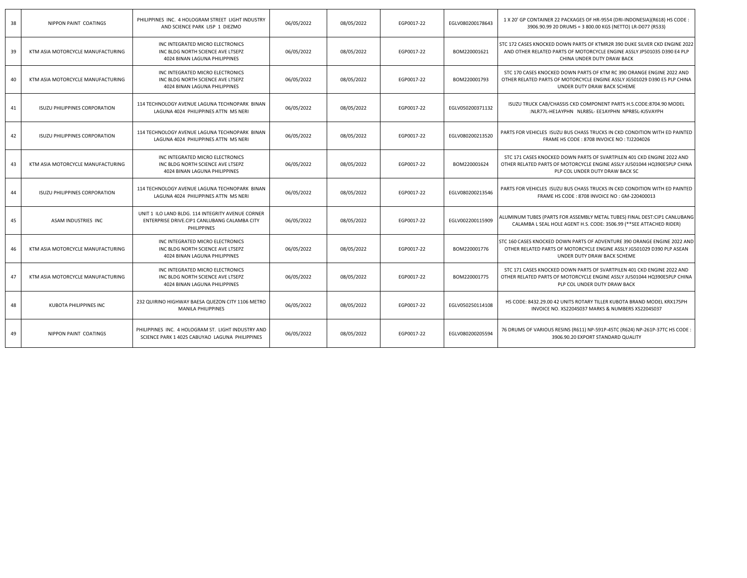| | | | | | | | |
|---|---|---|---|---|---|---|---|
| 38 | NIPPON PAINT COATINGS | PHILIPPINES INC. 4 HOLOGRAM STREET LIGHT INDUSTRY AND SCIENCE PARK LISP 1 DIEZMO | 06/05/2022 | 08/05/2022 | EGP0017-22 | EGLV080200178643 | 1 X 20' GP CONTAINER 22 PACKAGES OF HR-9554 (DRI-INDONESIA)(R618) HS CODE : 3906.90.99 20 DRUMS = 3 800.00 KGS (NETTO) LR-D077 (R533) |
| 39 | KTM ASIA MOTORCYCLE MANUFACTURING | INC INTEGRATED MICRO ELECTRONICS INC BLDG NORTH SCIENCE AVE LTSEPZ 4024 BINAN LAGUNA PHILIPPINES | 06/05/2022 | 08/05/2022 | EGP0017-22 | BOM220001621 | STC 172 CASES KNOCKED DOWN PARTS OF KTMR2R 390 DUKE SILVER CKD ENGINE 2022 AND OTHER RELATED PARTS OF MOTORCYCLE ENGINE ASSLY JP501035 D390 E4 PLP CHINA UNDER DUTY DRAW BACK |
| 40 | KTM ASIA MOTORCYCLE MANUFACTURING | INC INTEGRATED MICRO ELECTRONICS INC BLDG NORTH SCIENCE AVE LTSEPZ 4024 BINAN LAGUNA PHILIPPINES | 06/05/2022 | 08/05/2022 | EGP0017-22 | BOM220001793 | STC 170 CASES KNOCKED DOWN PARTS OF KTM RC 390 ORANGE ENGINE 2022 AND OTHER RELATED PARTS OF MOTORCYCLE ENGINE ASSLY JG501029 D390 E5 PLP CHINA UNDER DUTY DRAW BACK SCHEME |
| 41 | ISUZU PHILIPPINES CORPORATION | 114 TECHNOLOGY AVENUE LAGUNA TECHNOPARK BINAN LAGUNA 4024 PHILIPPINES ATTN MS NERI | 06/05/2022 | 08/05/2022 | EGP0017-22 | EGLV050200371132 | ISUZU TRUCK CAB/CHASSIS CKD COMPONENT PARTS H.S.CODE:8704.90 MODEL :NLR77L-HE1AYPHN NLR85L- EE1AYPHN NPR85L-KJ5VAYPH |
| 42 | ISUZU PHILIPPINES CORPORATION | 114 TECHNOLOGY AVENUE LAGUNA TECHNOPARK BINAN LAGUNA 4024 PHILIPPINES ATTN MS NERI | 06/05/2022 | 08/05/2022 | EGP0017-22 | EGLV080200213520 | PARTS FOR VEHICLES ISUZU BUS CHASS TRUCKS IN CKD CONDITION WITH ED PAINTED FRAME HS CODE : 8708 INVOICE NO : TJ2204026 |
| 43 | KTM ASIA MOTORCYCLE MANUFACTURING | INC INTEGRATED MICRO ELECTRONICS INC BLDG NORTH SCIENCE AVE LTSEPZ 4024 BINAN LAGUNA PHILIPPINES | 06/05/2022 | 08/05/2022 | EGP0017-22 | BOM220001624 | STC 171 CASES KNOCKED DOWN PARTS OF SVARTPILEN 401 CKD ENGINE 2022 AND OTHER RELATED PARTS OF MOTORCYCLE ENGINE ASSLY JU501044 HQ390E5PLP CHINA PLP COL UNDER DUTY DRAW BACK SC |
| 44 | ISUZU PHILIPPINES CORPORATION | 114 TECHNOLOGY AVENUE LAGUNA TECHNOPARK BINAN LAGUNA 4024 PHILIPPINES ATTN MS NERI | 06/05/2022 | 08/05/2022 | EGP0017-22 | EGLV080200213546 | PARTS FOR VEHICLES ISUZU BUS CHASS TRUCKS IN CKD CONDITION WITH ED PAINTED FRAME HS CODE : 8708 INVOICE NO : GM-220400013 |
| 45 | ASAM INDUSTRIES INC | UNIT 1 ILO LAND BLDG. 114 INTEGRITY AVENUE CORNER ENTERPRISE DRIVE.CIP1 CANLUBANG CALAMBA CITY PHILIPPINES | 06/05/2022 | 08/05/2022 | EGP0017-22 | EGLV002200115909 | ALUMINUM TUBES (PARTS FOR ASSEMBLY METAL TUBES) FINAL DEST:CIP1 CANLUBANG CALAMBA L SEAL HOLE AGENT H.S. CODE: 3506.99 (**SEE ATTACHED RIDER) |
| 46 | KTM ASIA MOTORCYCLE MANUFACTURING | INC INTEGRATED MICRO ELECTRONICS INC BLDG NORTH SCIENCE AVE LTSEPZ 4024 BINAN LAGUNA PHILIPPINES | 06/05/2022 | 08/05/2022 | EGP0017-22 | BOM220001776 | STC 160 CASES KNOCKED DOWN PARTS OF ADVENTURE 390 ORANGE ENGINE 2022 AND OTHER RELATED PARTS OF MOTORCYCLE ENGINE ASSLY JG501029 D390 PLP ASEAN UNDER DUTY DRAW BACK SCHEME |
| 47 | KTM ASIA MOTORCYCLE MANUFACTURING | INC INTEGRATED MICRO ELECTRONICS INC BLDG NORTH SCIENCE AVE LTSEPZ 4024 BINAN LAGUNA PHILIPPINES | 06/05/2022 | 08/05/2022 | EGP0017-22 | BOM220001775 | STC 171 CASES KNOCKED DOWN PARTS OF SVARTPILEN 401 CKD ENGINE 2022 AND OTHER RELATED PARTS OF MOTORCYCLE ENGINE ASSLY JU501044 HQ390E5PLP CHINA PLP COL UNDER DUTY DRAW BACK |
| 48 | KUBOTA PHILIPPINES INC | 232 QUIRINO HIGHWAY BAESA QUEZON CITY 1106 METRO MANILA PHILIPPINES | 06/05/2022 | 08/05/2022 | EGP0017-22 | EGLV050250114108 | HS CODE: 8432.29.00 42 UNITS ROTARY TILLER KUBOTA BRAND MODEL KRX175PH INVOICE NO. XS2204S037 MARKS & NUMBERS XS2204S037 |
| 49 | NIPPON PAINT COATINGS | PHILIPPINES INC. 4 HOLOGRAM ST. LIGHT INDUSTRY AND SCIENCE PARK 1 4025 CABUYAO LAGUNA PHILIPPINES | 06/05/2022 | 08/05/2022 | EGP0017-22 | EGLV080200205594 | 76 DRUMS OF VARIOUS RESINS (R611) NP-591P-45TC (R624) NP-261P-37TC HS CODE : 3906.90.20 EXPORT STANDARD QUALITY |